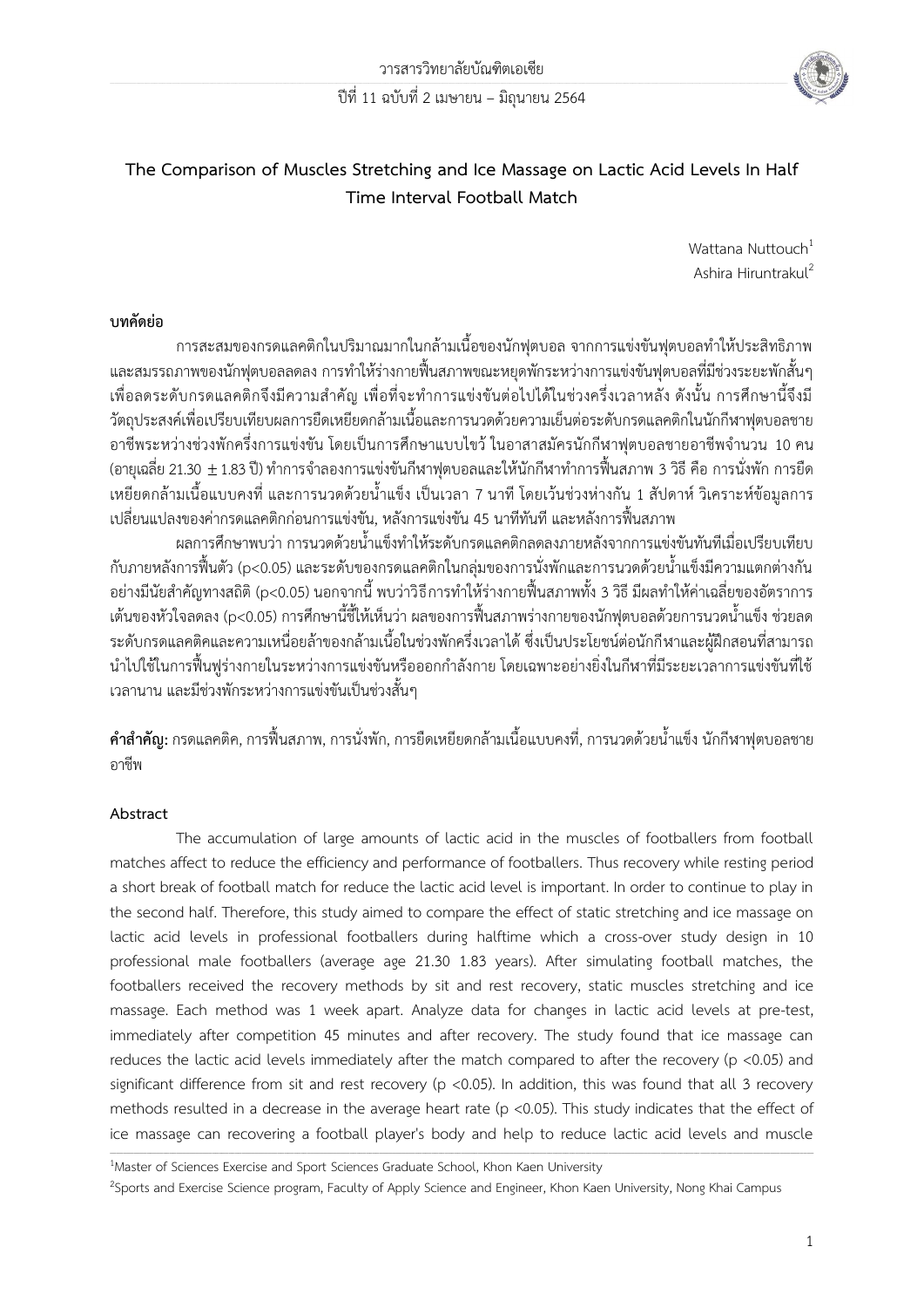# The Comparison of Muscles Stretching and Ice Massage on Lactic Acid Levels In Half Time Interval Football Match

Wattana Nuttouch[1]
Ashira Hiruntrakul[2]

## บทคัดย่อ

การสะสมของกรดแลคติกในปริมาณมากในกล้ามเนื้อของนักฟุตบอล จากการแข่งขันฟุตบอลทำให้ประสิทธิภาพและสมรรถภาพของนักฟุตบอลลดลง การทำให้ร่างกายฟื้นสภาพขณะหยุดพักระหว่างการแข่งขันฟุตบอลที่มีช่วงระยะพักสั้นๆ เพื่อลดระดับกรดแลคติกจึงมีความสำคัญ เพื่อที่จะทำการแข่งขันต่อไปได้ในช่วงครึ่งเวลาหลัง ดังนั้น การศึกษานี้จึงมีวัตถุประสงค์เพื่อเปรียบเทียบผลการยืดเหยียดกล้ามเนื้อและการนวดด้วยความเย็นต่อระดับกรดแลคติกในนักกีฬาฟุตบอลชายอาชีพระหว่างช่วงพักครึ่งการแข่งขัน โดยเป็นการศึกษาแบบไขว้ ในอาสาสมัครนักกีฬาฟุตบอลชายอาชีพจำนวน 10 คน (อายุเฉลี่ย 21.30 $\pm$ 1.83 ปี) ทำการจำลองการแข่งขันกีฬาฟุตบอลและให้นักกีฬาทำการฟื้นสภาพ 3 วิธี คือ การนั่งพัก การยืดเหยียดกล้ามเนื้อแบบคงที่ และการนวดด้วยน้ำแข็ง เป็นเวลา 7 นาที โดยเว้นช่วงห่างกัน 1 สัปดาห์ วิเคราะห์ข้อมูลการเปลี่ยนแปลงของค่ากรดแลคติกก่อนการแข่งขัน, หลังการแข่งขัน 45 นาทีทันที และหลังการฟื้นสภาพ

ผลการศึกษาพบว่า การนวดด้วยน้ำแข็งทำให้ระดับกรดแลคติกลดลงภายหลังจากการแข่งขันทันทีเมื่อเปรียบเทียบกับภายหลังการฟื้นตัว ($p<0.05$) และระดับของกรดแลคติกในกลุ่มของการนั่งพักและการนวดด้วยน้ำแข็งมีความแตกต่างกันอย่างมีนัยสำคัญทางสถิติ ($p<0.05$) นอกจากนี้ พบว่าวิธีการทำให้ร่างกายฟื้นสภาพทั้ง 3 วิธี มีผลทำให้ค่าเฉลี่ยของอัตราการเต้นของหัวใจลดลง ($p<0.05$) การศึกษานี้ชี้ให้เห็นว่า ผลของการฟื้นสภาพร่างกายของนักฟุตบอลด้วยการนวดน้ำแข็ง ช่วยลดระดับกรดแลคติคและความเหนื่อยล้าของกล้ามเนื้อในช่วงพักครึ่งเวลาได้ ซึ่งเป็นประโยชน์ต่อนักกีฬาและผู้ฝึกสอนที่สามารถนำไปใช้ในการฟื้นฟูร่างกายในระหว่างการแข่งขันหรือออกกำลังกาย โดยเฉพาะอย่างยิ่งในกีฬาที่มีระยะเวลาการแข่งขันที่ใช้เวลานาน และมีช่วงพักระหว่างการแข่งขันเป็นช่วงสั้นๆ

**คำสำคัญ:** กรดแลคติค, การฟื้นสภาพ, การนั่งพัก, การยืดเหยียดกล้ามเนื้อแบบคงที่, การนวดด้วยน้ำแข็ง นักกีฬาฟุตบอลชายอาชีพ

## Abstract

The accumulation of large amounts of lactic acid in the muscles of footballers from football matches affect to reduce the efficiency and performance of footballers. Thus recovery while resting period a short break of football match for reduce the lactic acid level is important. In order to continue to play in the second half. Therefore, this study aimed to compare the effect of static stretching and ice massage on lactic acid levels in professional footballers during halftime which a cross-over study design in 10 professional male footballers (average age 21.30 1.83 years). After simulating football matches, the footballers received the recovery methods by sit and rest recovery, static muscles stretching and ice massage. Each method was 1 week apart. Analyze data for changes in lactic acid levels at pre-test, immediately after competition 45 minutes and after recovery. The study found that ice massage can reduces the lactic acid levels immediately after the match compared to after the recovery ($p <0.05$) and significant difference from sit and rest recovery ($p <0.05$). In addition, this was found that all 3 recovery methods resulted in a decrease in the average heart rate ($p <0.05$). This study indicates that the effect of ice massage can recovering a football player's body and help to reduce lactic acid levels and muscle

[1]Master of Sciences Exercise and Sport Sciences Graduate School, Khon Kaen University

[2]Sports and Exercise Science program, Faculty of Apply Science and Engineer, Khon Kaen University, Nong Khai Campus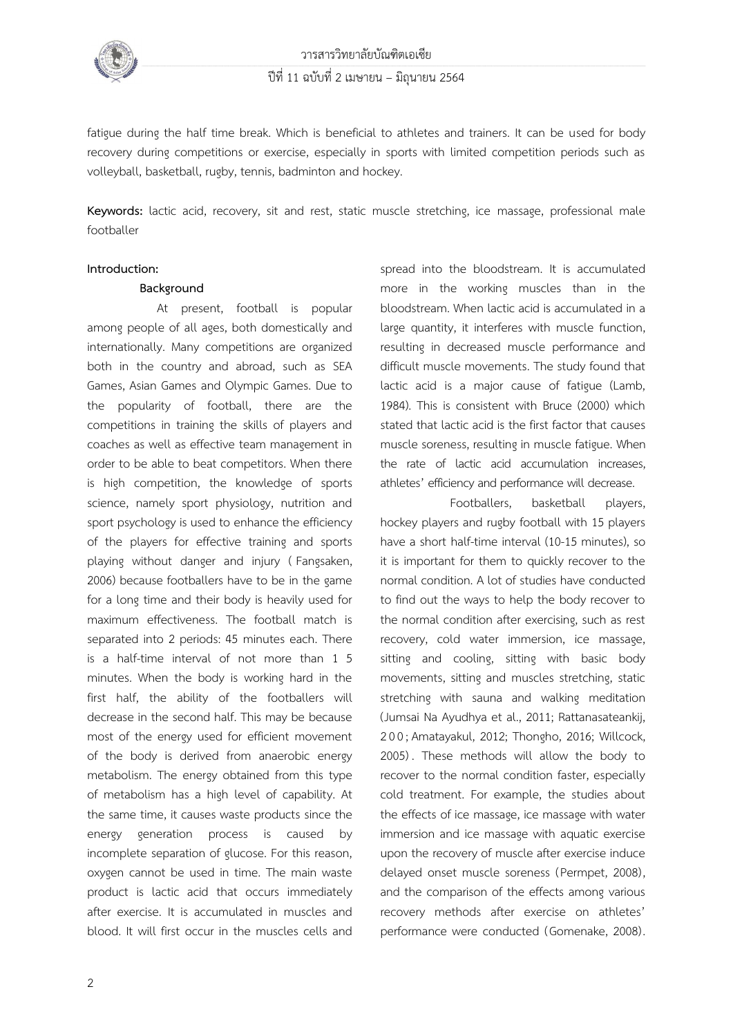fatigue during the half time break. Which is beneficial to athletes and trainers. It can be used for body recovery during competitions or exercise, especially in sports with limited competition periods such as volleyball, basketball, rugby, tennis, badminton and hockey.

**Keywords:** lactic acid, recovery, sit and rest, static muscle stretching, ice massage, professional male footballer

## Introduction:

### Background

At present, football is popular among people of all ages, both domestically and internationally. Many competitions are organized both in the country and abroad, such as SEA Games, Asian Games and Olympic Games. Due to the popularity of football, there are the competitions in training the skills of players and coaches as well as effective team management in order to be able to beat competitors. When there is high competition, the knowledge of sports science, namely sport physiology, nutrition and sport psychology is used to enhance the efficiency of the players for effective training and sports playing without danger and injury (Fangsaken, 2006) because footballers have to be in the game for a long time and their body is heavily used for maximum effectiveness. The football match is separated into 2 periods: 45 minutes each. There is a half-time interval of not more than 15 minutes. When the body is working hard in the first half, the ability of the footballers will decrease in the second half. This may be because most of the energy used for efficient movement of the body is derived from anaerobic energy metabolism. The energy obtained from this type of metabolism has a high level of capability. At the same time, it causes waste products since the energy generation process is caused by incomplete separation of glucose. For this reason, oxygen cannot be used in time. The main waste product is lactic acid that occurs immediately after exercise. It is accumulated in muscles and blood. It will first occur in the muscles cells and spread into the bloodstream. It is accumulated more in the working muscles than in the bloodstream. When lactic acid is accumulated in a large quantity, it interferes with muscle function, resulting in decreased muscle performance and difficult muscle movements. The study found that lactic acid is a major cause of fatigue (Lamb, 1984). This is consistent with Bruce (2000) which stated that lactic acid is the first factor that causes muscle soreness, resulting in muscle fatigue. When the rate of lactic acid accumulation increases, athletes' efficiency and performance will decrease.

Footballers, basketball players, hockey players and rugby football with 15 players have a short half-time interval (10-15 minutes), so it is important for them to quickly recover to the normal condition. A lot of studies have conducted to find out the ways to help the body recover to the normal condition after exercising, such as rest recovery, cold water immersion, ice massage, sitting and cooling, sitting with basic body movements, sitting and muscles stretching, static stretching with sauna and walking meditation (Jumsai Na Ayudhya et al., 2011; Rattanasateankij, 200; Amatayakul, 2012; Thongho, 2016; Willcock, 2005). These methods will allow the body to recover to the normal condition faster, especially cold treatment. For example, the studies about the effects of ice massage, ice massage with water immersion and ice massage with aquatic exercise upon the recovery of muscle after exercise induce delayed onset muscle soreness (Permpet, 2008), and the comparison of the effects among various recovery methods after exercise on athletes' performance were conducted (Gomenake, 2008).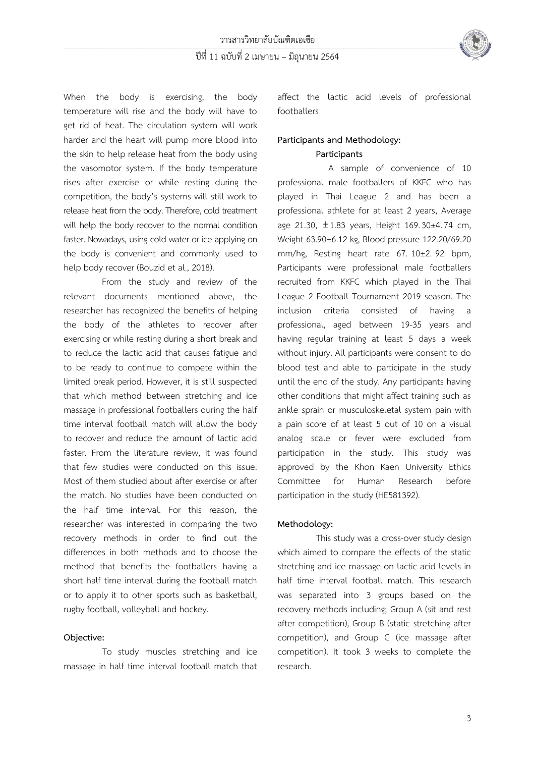When the body is exercising, the body temperature will rise and the body will have to get rid of heat. The circulation system will work harder and the heart will pump more blood into the skin to help release heat from the body using the vasomotor system. If the body temperature rises after exercise or while resting during the competition, the body's systems will still work to release heat from the body. Therefore, cold treatment will help the body recover to the normal condition faster. Nowadays, using cold water or ice applying on the body is convenient and commonly used to help body recover (Bouzid et al., 2018).

From the study and review of the relevant documents mentioned above, the researcher has recognized the benefits of helping the body of the athletes to recover after exercising or while resting during a short break and to reduce the lactic acid that causes fatigue and to be ready to continue to compete within the limited break period. However, it is still suspected that which method between stretching and ice massage in professional footballers during the half time interval football match will allow the body to recover and reduce the amount of lactic acid faster. From the literature review, it was found that few studies were conducted on this issue. Most of them studied about after exercise or after the match. No studies have been conducted on the half time interval. For this reason, the researcher was interested in comparing the two recovery methods in order to find out the differences in both methods and to choose the method that benefits the footballers having a short half time interval during the football match or to apply it to other sports such as basketball, rugby football, volleyball and hockey.

**Objective:**

To study muscles stretching and ice massage in half time interval football match that affect the lactic acid levels of professional footballers

**Participants and Methodology:**

**Participants**

A sample of convenience of 10 professional male footballers of KKFC who has played in Thai League 2 and has been a professional athlete for at least 2 years, Average age 21.30, ±1.83 years, Height 169.30±4.74 cm, Weight 63.90±6.12 kg, Blood pressure 122.20/69.20 mm/hg, Resting heart rate 67.10±2.92 bpm, Participants were professional male footballers recruited from KKFC which played in the Thai League 2 Football Tournament 2019 season. The inclusion criteria consisted of having a professional, aged between 19-35 years and having regular training at least 5 days a week without injury. All participants were consent to do blood test and able to participate in the study until the end of the study. Any participants having other conditions that might affect training such as ankle sprain or musculoskeletal system pain with a pain score of at least 5 out of 10 on a visual analog scale or fever were excluded from participation in the study. This study was approved by the Khon Kaen University Ethics Committee for Human Research before participation in the study (HE581392).

**Methodology:**

This study was a cross-over study design which aimed to compare the effects of the static stretching and ice massage on lactic acid levels in half time interval football match. This research was separated into 3 groups based on the recovery methods including; Group A (sit and rest after competition), Group B (static stretching after competition), and Group C (ice massage after competition). It took 3 weeks to complete the research.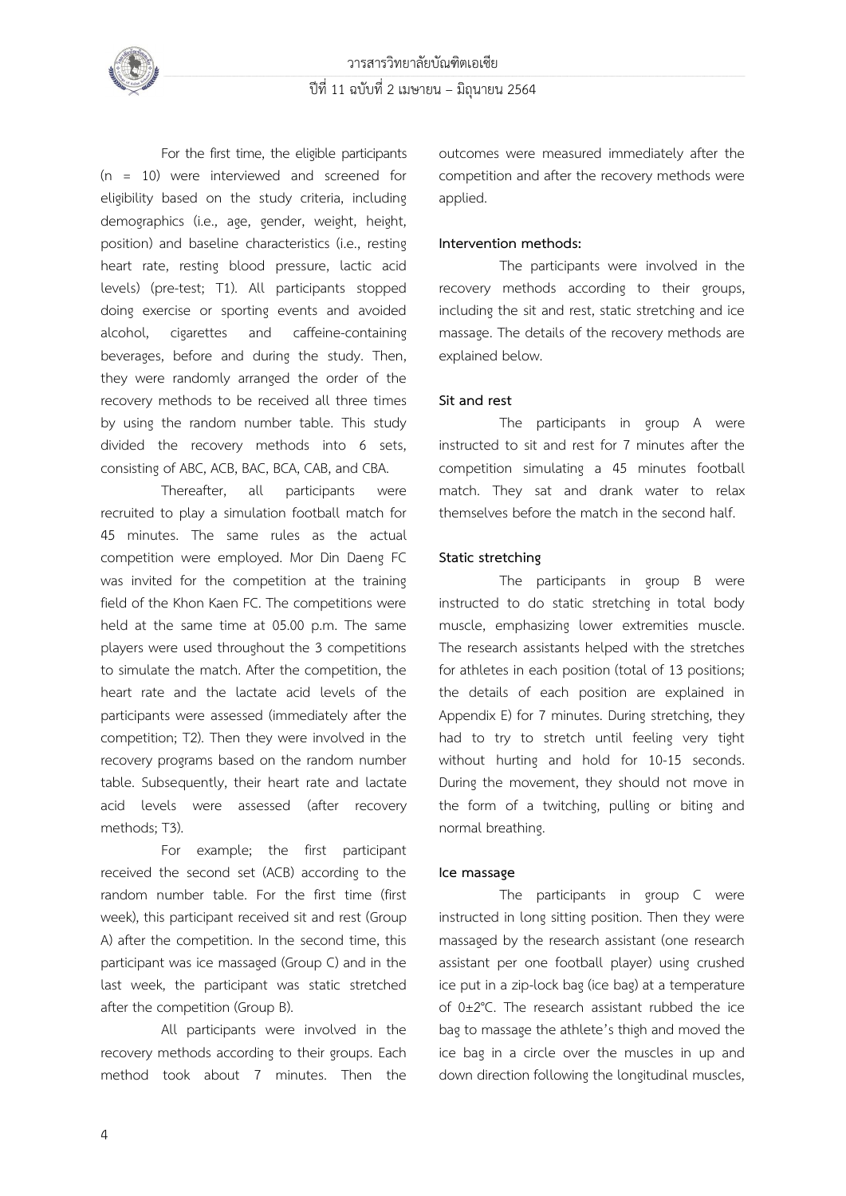For the first time, the eligible participants (n = 10) were interviewed and screened for eligibility based on the study criteria, including demographics (i.e., age, gender, weight, height, position) and baseline characteristics (i.e., resting heart rate, resting blood pressure, lactic acid levels) (pre-test; T1). All participants stopped doing exercise or sporting events and avoided alcohol, cigarettes and caffeine-containing beverages, before and during the study. Then, they were randomly arranged the order of the recovery methods to be received all three times by using the random number table. This study divided the recovery methods into 6 sets, consisting of ABC, ACB, BAC, BCA, CAB, and CBA.

Thereafter, all participants were recruited to play a simulation football match for 45 minutes. The same rules as the actual competition were employed. Mor Din Daeng FC was invited for the competition at the training field of the Khon Kaen FC. The competitions were held at the same time at 05.00 p.m. The same players were used throughout the 3 competitions to simulate the match. After the competition, the heart rate and the lactate acid levels of the participants were assessed (immediately after the competition; T2). Then they were involved in the recovery programs based on the random number table. Subsequently, their heart rate and lactate acid levels were assessed (after recovery methods; T3).

For example; the first participant received the second set (ACB) according to the random number table. For the first time (first week), this participant received sit and rest (Group A) after the competition. In the second time, this participant was ice massaged (Group C) and in the last week, the participant was static stretched after the competition (Group B).

All participants were involved in the recovery methods according to their groups. Each method took about 7 minutes. Then the outcomes were measured immediately after the competition and after the recovery methods were applied.

**Intervention methods:**

The participants were involved in the recovery methods according to their groups, including the sit and rest, static stretching and ice massage. The details of the recovery methods are explained below.

**Sit and rest**

The participants in group A were instructed to sit and rest for 7 minutes after the competition simulating a 45 minutes football match. They sat and drank water to relax themselves before the match in the second half.

**Static stretching**

The participants in group B were instructed to do static stretching in total body muscle, emphasizing lower extremities muscle. The research assistants helped with the stretches for athletes in each position (total of 13 positions; the details of each position are explained in Appendix E) for 7 minutes. During stretching, they had to try to stretch until feeling very tight without hurting and hold for 10-15 seconds. During the movement, they should not move in the form of a twitching, pulling or biting and normal breathing.

**Ice massage**

The participants in group C were instructed in long sitting position. Then they were massaged by the research assistant (one research assistant per one football player) using crushed ice put in a zip-lock bag (ice bag) at a temperature of 0±2°C. The research assistant rubbed the ice bag to massage the athlete's thigh and moved the ice bag in a circle over the muscles in up and down direction following the longitudinal muscles,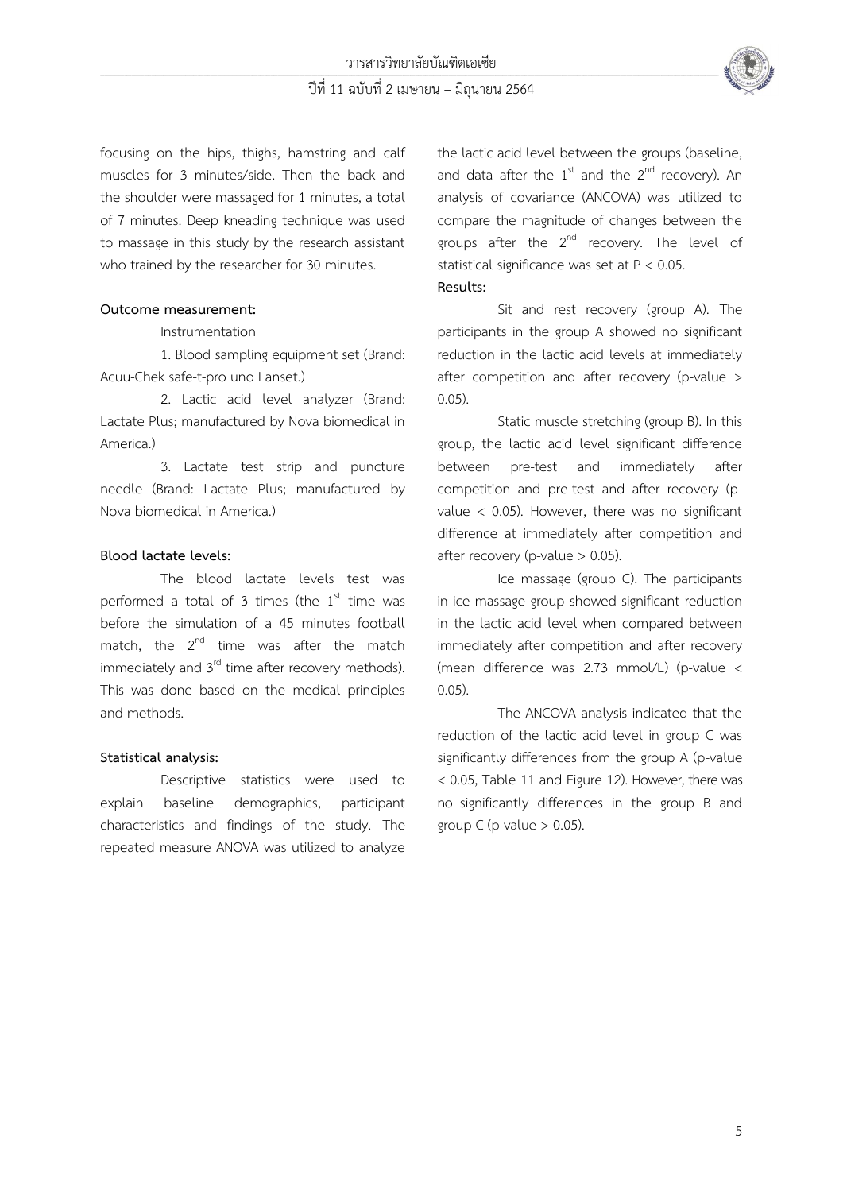focusing on the hips, thighs, hamstring and calf muscles for 3 minutes/side. Then the back and the shoulder were massaged for 1 minutes, a total of 7 minutes. Deep kneading technique was used to massage in this study by the research assistant who trained by the researcher for 30 minutes.

**Outcome measurement:**

Instrumentation

1. Blood sampling equipment set (Brand: Acuu-Chek safe-t-pro uno Lanset.)

2. Lactic acid level analyzer (Brand: Lactate Plus; manufactured by Nova biomedical in America.)

3. Lactate test strip and puncture needle (Brand: Lactate Plus; manufactured by Nova biomedical in America.)

**Blood lactate levels:**

The blood lactate levels test was performed a total of 3 times (the 1st time was before the simulation of a 45 minutes football match, the 2nd time was after the match immediately and 3rd time after recovery methods). This was done based on the medical principles and methods.

**Statistical analysis:**

Descriptive statistics were used to explain baseline demographics, participant characteristics and findings of the study. The repeated measure ANOVA was utilized to analyze the lactic acid level between the groups (baseline, and data after the 1st and the 2nd recovery). An analysis of covariance (ANCOVA) was utilized to compare the magnitude of changes between the groups after the 2nd recovery. The level of statistical significance was set at $P < 0.05$.

**Results:**

Sit and rest recovery (group A). The participants in the group A showed no significant reduction in the lactic acid levels at immediately after competition and after recovery (p-value > 0.05).

Static muscle stretching (group B). In this group, the lactic acid level significant difference between pre-test and immediately after competition and pre-test and after recovery (p-value < 0.05). However, there was no significant difference at immediately after competition and after recovery (p-value > 0.05).

Ice massage (group C). The participants in ice massage group showed significant reduction in the lactic acid level when compared between immediately after competition and after recovery (mean difference was 2.73 mmol/L) (p-value < 0.05).

The ANCOVA analysis indicated that the reduction of the lactic acid level in group C was significantly differences from the group A (p-value < 0.05, Table 11 and Figure 12). However, there was no significantly differences in the group B and group C (p-value > 0.05).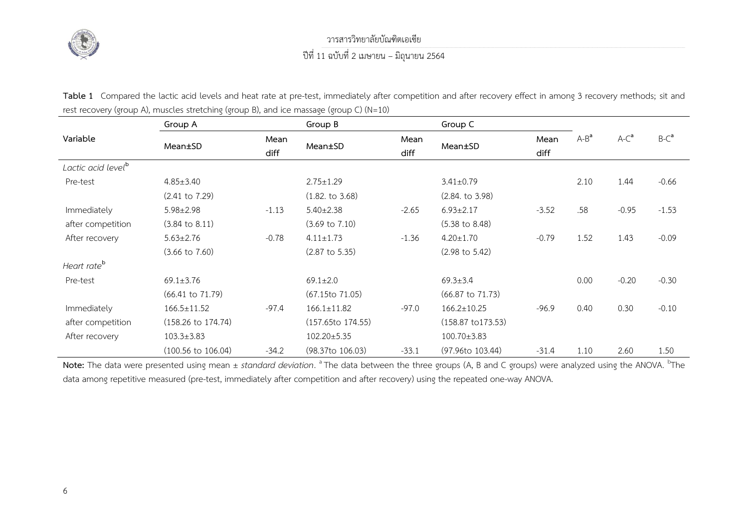**Table 1** Compared the lactic acid levels and heat rate at pre-test, immediately after competition and after recovery effect in among 3 recovery methods; sit and rest recovery (group A), muscles stretching (group B), and ice massage (group C) (N=10)

| Variable | Group A | | Group B | | Group C | | A-B[a] | A-C[a] | B-C[a] |
|---|---|---|---|---|---|---|---|---|---|
| | Mean±SD | Mean diff | Mean±SD | Mean diff | Mean±SD | Mean diff | | | |
| *Lactic acid level*[b] | | | | | | | | | |
| Pre-test | 4.85±3.40 | | 2.75±1.29 | | 3.41±0.79 | | 2.10 | 1.44 | -0.66 |
| | (2.41 to 7.29) | | (1.82. to 3.68) | | (2.84. to 3.98) | | | | |
| Immediately after competition | 5.98±2.98 | -1.13 | 5.40±2.38 | -2.65 | 6.93±2.17 | -3.52 | .58 | -0.95 | -1.53 |
| | (3.84 to 8.11) | | (3.69 to 7.10) | | (5.38 to 8.48) | | | | |
| After recovery | 5.63±2.76 | -0.78 | 4.11±1.73 | -1.36 | 4.20±1.70 | -0.79 | 1.52 | 1.43 | -0.09 |
| | (3.66 to 7.60) | | (2.87 to 5.35) | | (2.98 to 5.42) | | | | |
| *Heart rate*[b] | | | | | | | | | |
| Pre-test | 69.1±3.76 | | 69.1±2.0 | | 69.3±3.4 | | 0.00 | -0.20 | -0.30 |
| | (66.41 to 71.79) | | (67.15to 71.05) | | (66.87 to 71.73) | | | | |
| Immediately after competition | 166.5±11.52 | -97.4 | 166.1±11.82 | -97.0 | 166.2±10.25 | -96.9 | 0.40 | 0.30 | -0.10 |
| | (158.26 to 174.74) | | (157.65to 174.55) | | (158.87 to173.53) | | | | |
| After recovery | 103.3±3.83 | | 102.20±5.35 | | 100.70±3.83 | | | | |
| | (100.56 to 106.04) | -34.2 | (98.37to 106.03) | -33.1 | (97.96to 103.44) | -31.4 | 1.10 | 2.60 | 1.50 |

**Note:** The data were presented using mean ± *standard deviation*. [a] The data between the three groups (A, B and C groups) were analyzed using the ANOVA. [b]The data among repetitive measured (pre-test, immediately after competition and after recovery) using the repeated one-way ANOVA.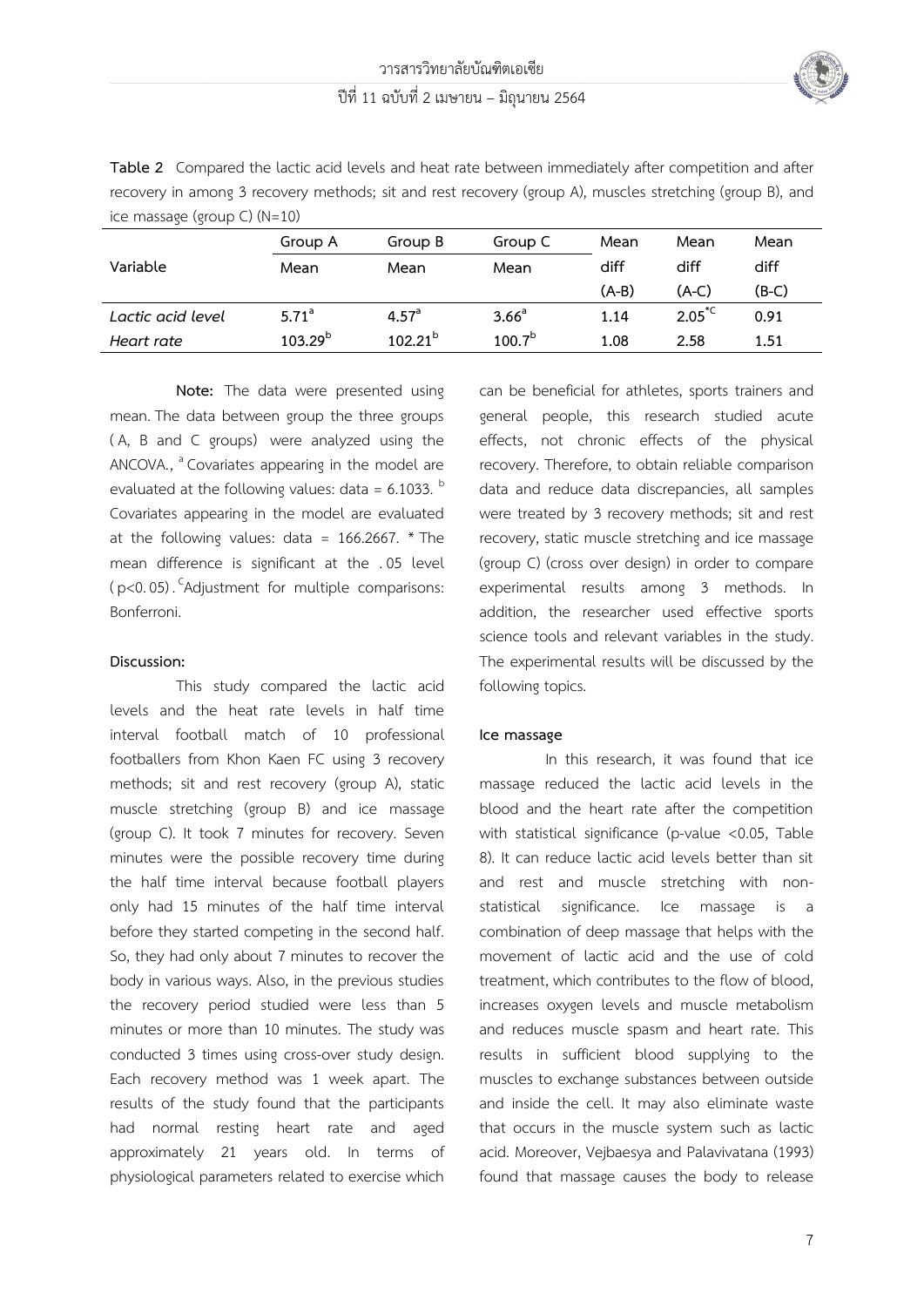**Table 2** Compared the lactic acid levels and heat rate between immediately after competition and after recovery in among 3 recovery methods; sit and rest recovery (group A), muscles stretching (group B), and ice massage (group C) (N=10)

| Variable | Group A Mean | Group B Mean | Group C Mean | Mean diff (A-B) | Mean diff (A-C) | Mean diff (B-C) |
|---|---|---|---|---|---|---|
| *Lactic acid level* | 5.71[a] | 4.57[a] | 3.66[a] | 1.14 | 2.05[*C] | 0.91 |
| *Heart rate* | 103.29[b] | 102.21[b] | 100.7[b] | 1.08 | 2.58 | 1.51 |

**Note:** The data were presented using mean. The data between group the three groups (A, B and C groups) were analyzed using the ANCOVA., [a] Covariates appearing in the model are evaluated at the following values: data = 6.1033. [b] Covariates appearing in the model are evaluated at the following values: data = 166.2667. * The mean difference is significant at the .05 level ($p<0.05$). [C]Adjustment for multiple comparisons: Bonferroni.

**Discussion:**

This study compared the lactic acid levels and the heat rate levels in half time interval football match of 10 professional footballers from Khon Kaen FC using 3 recovery methods; sit and rest recovery (group A), static muscle stretching (group B) and ice massage (group C). It took 7 minutes for recovery. Seven minutes were the possible recovery time during the half time interval because football players only had 15 minutes of the half time interval before they started competing in the second half. So, they had only about 7 minutes to recover the body in various ways. Also, in the previous studies the recovery period studied were less than 5 minutes or more than 10 minutes. The study was conducted 3 times using cross-over study design. Each recovery method was 1 week apart. The results of the study found that the participants had normal resting heart rate and aged approximately 21 years old. In terms of physiological parameters related to exercise which can be beneficial for athletes, sports trainers and general people, this research studied acute effects, not chronic effects of the physical recovery. Therefore, to obtain reliable comparison data and reduce data discrepancies, all samples were treated by 3 recovery methods; sit and rest recovery, static muscle stretching and ice massage (group C) (cross over design) in order to compare experimental results among 3 methods. In addition, the researcher used effective sports science tools and relevant variables in the study. The experimental results will be discussed by the following topics.

**Ice massage**

In this research, it was found that ice massage reduced the lactic acid levels in the blood and the heart rate after the competition with statistical significance (p-value $<0.05$, Table 8). It can reduce lactic acid levels better than sit and rest and muscle stretching with non-statistical significance. Ice massage is a combination of deep massage that helps with the movement of lactic acid and the use of cold treatment, which contributes to the flow of blood, increases oxygen levels and muscle metabolism and reduces muscle spasm and heart rate. This results in sufficient blood supplying to the muscles to exchange substances between outside and inside the cell. It may also eliminate waste that occurs in the muscle system such as lactic acid. Moreover, Vejbaesya and Palavivatana (1993) found that massage causes the body to release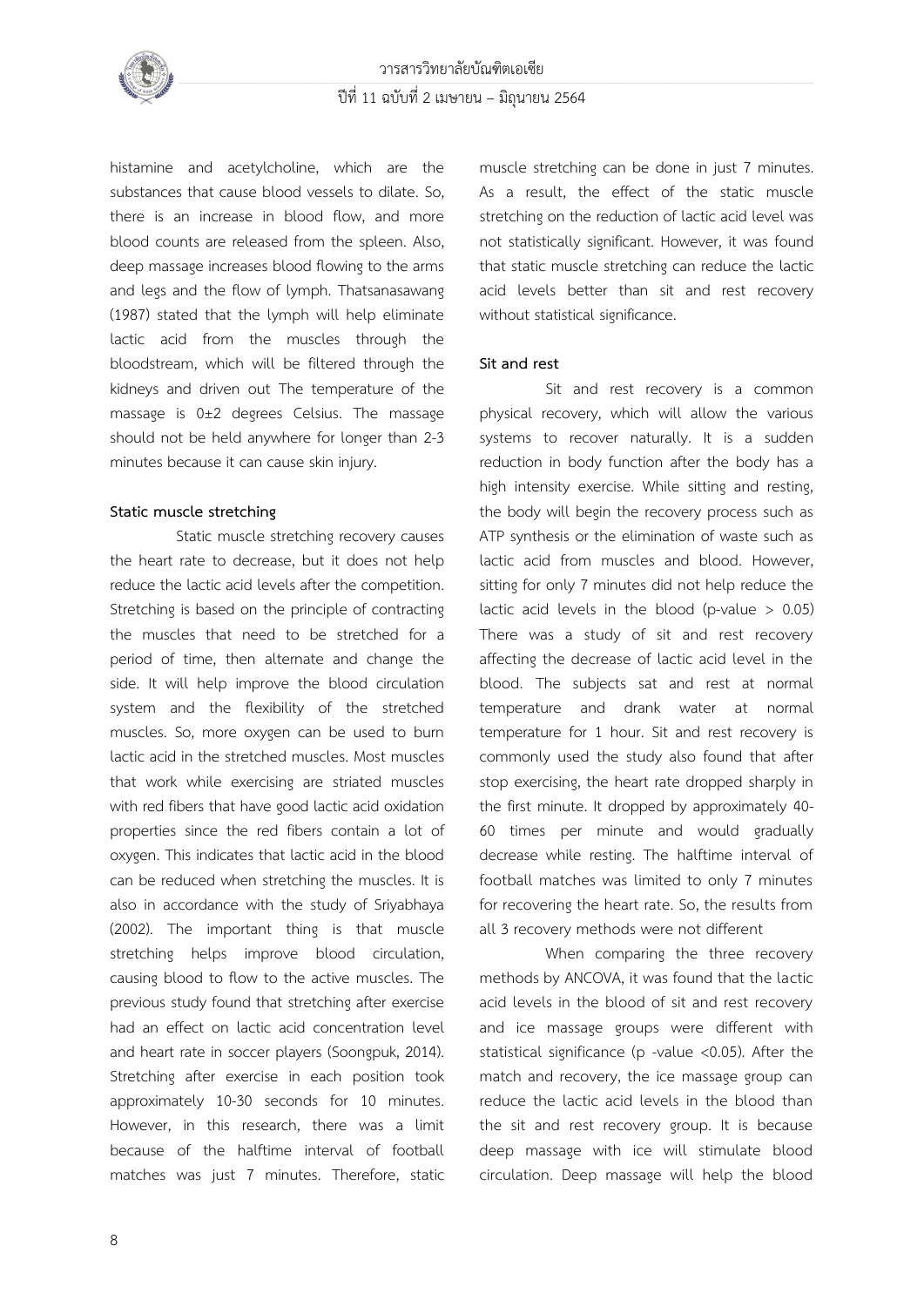histamine and acetylcholine, which are the substances that cause blood vessels to dilate. So, there is an increase in blood flow, and more blood counts are released from the spleen. Also, deep massage increases blood flowing to the arms and legs and the flow of lymph. Thatsanasawang (1987) stated that the lymph will help eliminate lactic acid from the muscles through the bloodstream, which will be filtered through the kidneys and driven out The temperature of the massage is 0±2 degrees Celsius. The massage should not be held anywhere for longer than 2-3 minutes because it can cause skin injury.

**Static muscle stretching**

Static muscle stretching recovery causes the heart rate to decrease, but it does not help reduce the lactic acid levels after the competition. Stretching is based on the principle of contracting the muscles that need to be stretched for a period of time, then alternate and change the side. It will help improve the blood circulation system and the flexibility of the stretched muscles. So, more oxygen can be used to burn lactic acid in the stretched muscles. Most muscles that work while exercising are striated muscles with red fibers that have good lactic acid oxidation properties since the red fibers contain a lot of oxygen. This indicates that lactic acid in the blood can be reduced when stretching the muscles. It is also in accordance with the study of Sriyabhaya (2002). The important thing is that muscle stretching helps improve blood circulation, causing blood to flow to the active muscles. The previous study found that stretching after exercise had an effect on lactic acid concentration level and heart rate in soccer players (Soongpuk, 2014). Stretching after exercise in each position took approximately 10-30 seconds for 10 minutes. However, in this research, there was a limit because of the halftime interval of football matches was just 7 minutes. Therefore, static muscle stretching can be done in just 7 minutes. As a result, the effect of the static muscle stretching on the reduction of lactic acid level was not statistically significant. However, it was found that static muscle stretching can reduce the lactic acid levels better than sit and rest recovery without statistical significance.

**Sit and rest**

Sit and rest recovery is a common physical recovery, which will allow the various systems to recover naturally. It is a sudden reduction in body function after the body has a high intensity exercise. While sitting and resting, the body will begin the recovery process such as ATP synthesis or the elimination of waste such as lactic acid from muscles and blood. However, sitting for only 7 minutes did not help reduce the lactic acid levels in the blood (p-value $> 0.05$) There was a study of sit and rest recovery affecting the decrease of lactic acid level in the blood. The subjects sat and rest at normal temperature and drank water at normal temperature for 1 hour. Sit and rest recovery is commonly used the study also found that after stop exercising, the heart rate dropped sharply in the first minute. It dropped by approximately 40-60 times per minute and would gradually decrease while resting. The halftime interval of football matches was limited to only 7 minutes for recovering the heart rate. So, the results from all 3 recovery methods were not different

When comparing the three recovery methods by ANCOVA, it was found that the lactic acid levels in the blood of sit and rest recovery and ice massage groups were different with statistical significance (p -value $<0.05$). After the match and recovery, the ice massage group can reduce the lactic acid levels in the blood than the sit and rest recovery group. It is because deep massage with ice will stimulate blood circulation. Deep massage will help the blood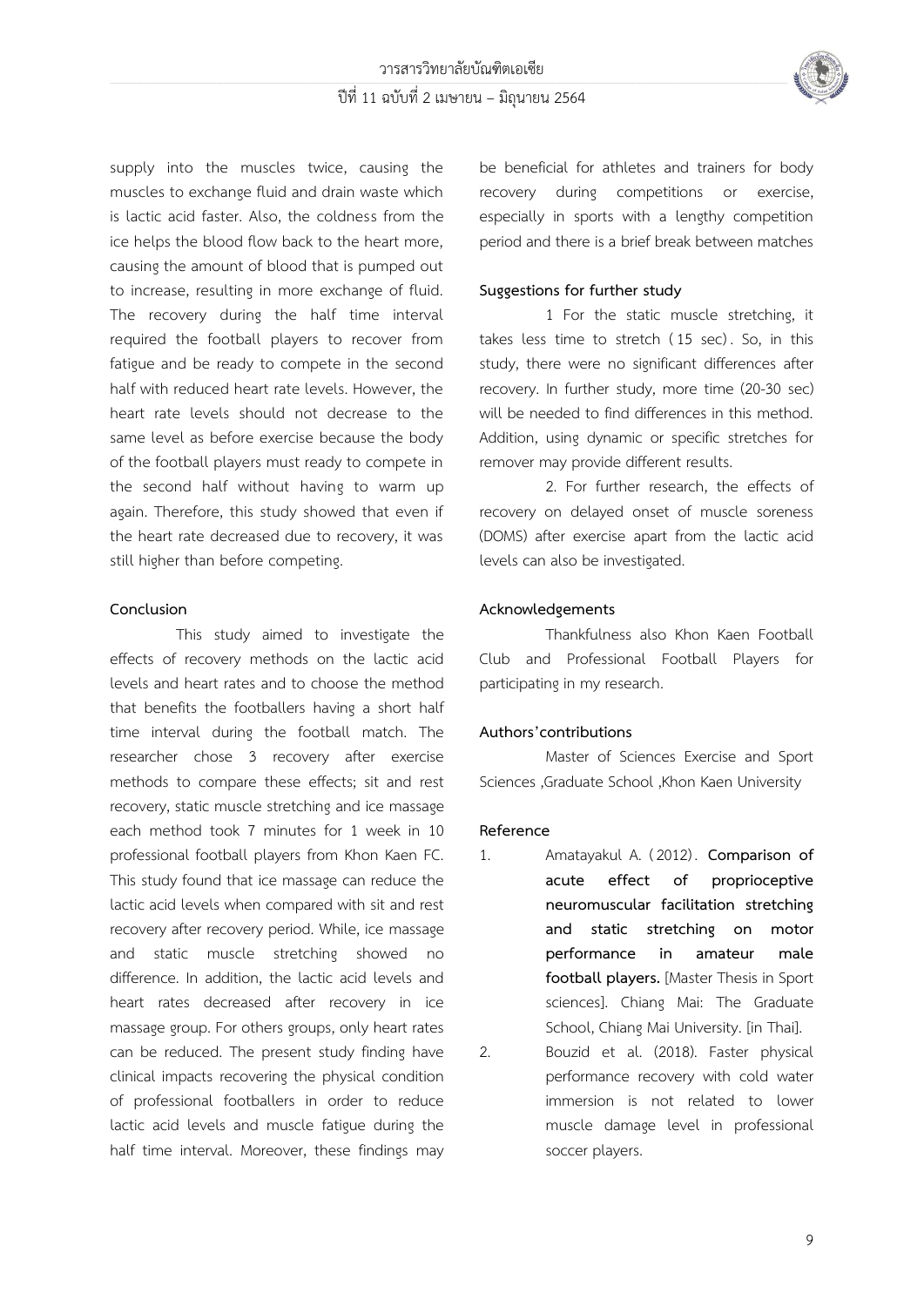supply into the muscles twice, causing the muscles to exchange fluid and drain waste which is lactic acid faster. Also, the coldness from the ice helps the blood flow back to the heart more, causing the amount of blood that is pumped out to increase, resulting in more exchange of fluid. The recovery during the half time interval required the football players to recover from fatigue and be ready to compete in the second half with reduced heart rate levels. However, the heart rate levels should not decrease to the same level as before exercise because the body of the football players must ready to compete in the second half without having to warm up again. Therefore, this study showed that even if the heart rate decreased due to recovery, it was still higher than before competing.

**Conclusion**

This study aimed to investigate the effects of recovery methods on the lactic acid levels and heart rates and to choose the method that benefits the footballers having a short half time interval during the football match. The researcher chose 3 recovery after exercise methods to compare these effects; sit and rest recovery, static muscle stretching and ice massage each method took 7 minutes for 1 week in 10 professional football players from Khon Kaen FC. This study found that ice massage can reduce the lactic acid levels when compared with sit and rest recovery after recovery period. While, ice massage and static muscle stretching showed no difference. In addition, the lactic acid levels and heart rates decreased after recovery in ice massage group. For others groups, only heart rates can be reduced. The present study finding have clinical impacts recovering the physical condition of professional footballers in order to reduce lactic acid levels and muscle fatigue during the half time interval. Moreover, these findings may be beneficial for athletes and trainers for body recovery during competitions or exercise, especially in sports with a lengthy competition period and there is a brief break between matches

**Suggestions for further study**

1 For the static muscle stretching, it takes less time to stretch (15 sec). So, in this study, there were no significant differences after recovery. In further study, more time (20-30 sec) will be needed to find differences in this method. Addition, using dynamic or specific stretches for remover may provide different results.

2. For further research, the effects of recovery on delayed onset of muscle soreness (DOMS) after exercise apart from the lactic acid levels can also be investigated.

**Acknowledgements**

Thankfulness also Khon Kaen Football Club and Professional Football Players for participating in my research.

**Authors'contributions**

Master of Sciences Exercise and Sport Sciences ,Graduate School ,Khon Kaen University

**Reference**

1. Amatayakul A. (2012). **Comparison of acute effect of proprioceptive neuromuscular facilitation stretching and static stretching on motor performance in amateur male football players.** [Master Thesis in Sport sciences]. Chiang Mai: The Graduate School, Chiang Mai University. [in Thai].
2. Bouzid et al. (2018). Faster physical performance recovery with cold water immersion is not related to lower muscle damage level in professional soccer players.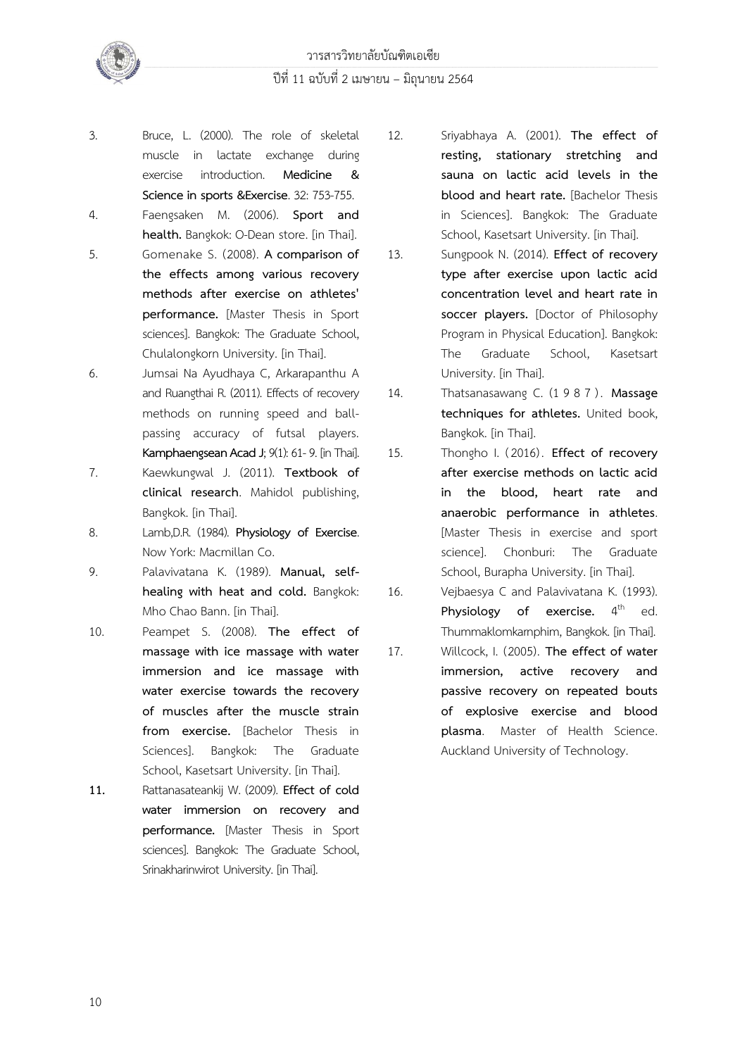3. Bruce, L. (2000). The role of skeletal muscle in lactate exchange during exercise introduction. **Medicine & Science in sports &Exercise**. 32: 753-755.
4. Faengsaken M. (2006). **Sport and health.** Bangkok: O-Dean store. [in Thai].
5. Gomenake S. (2008). **A comparison of the effects among various recovery methods after exercise on athletes' performance.** [Master Thesis in Sport sciences]. Bangkok: The Graduate School, Chulalongkorn University. [in Thai].
6. Jumsai Na Ayudhaya C, Arkarapanthu A and Ruangthai R. (2011). Effects of recovery methods on running speed and ball-passing accuracy of futsal players. **Kamphaengsean Acad J**; 9(1): 61- 9. [in Thai].
7. Kaewkungwal J. (2011). **Textbook of clinical research**. Mahidol publishing, Bangkok. [in Thai].
8. Lamb,D.R. (1984). **Physiology of Exercise**. Now York: Macmillan Co.
9. Palavivatana K. (1989). **Manual, self-healing with heat and cold.** Bangkok: Mho Chao Bann. [in Thai].
10. Peampet S. (2008). **The effect of massage with ice massage with water immersion and ice massage with water exercise towards the recovery of muscles after the muscle strain from exercise.** [Bachelor Thesis in Sciences]. Bangkok: The Graduate School, Kasetsart University. [in Thai].
11. Rattanasateankij W. (2009). **Effect of cold water immersion on recovery and performance.** [Master Thesis in Sport sciences]. Bangkok: The Graduate School, Srinakharinwirot University. [in Thai].
12. Sriyabhaya A. (2001). **The effect of resting, stationary stretching and sauna on lactic acid levels in the blood and heart rate.** [Bachelor Thesis in Sciences]. Bangkok: The Graduate School, Kasetsart University. [in Thai].
13. Sungpook N. (2014). **Effect of recovery type after exercise upon lactic acid concentration level and heart rate in soccer players.** [Doctor of Philosophy Program in Physical Education]. Bangkok: The Graduate School, Kasetsart University. [in Thai].
14. Thatsanasawang C. (1987). **Massage techniques for athletes.** United book, Bangkok. [in Thai].
15. Thongho I. (2016). **Effect of recovery after exercise methods on lactic acid in the blood, heart rate and anaerobic performance in athletes**. [Master Thesis in exercise and sport science]. Chonburi: The Graduate School, Burapha University. [in Thai].
16. Vejbaesya C and Palavivatana K. (1993). **Physiology of exercise.** 4th ed. Thummaklomkarnphim, Bangkok. [in Thai].
17. Willcock, I. (2005). **The effect of water immersion, active recovery and passive recovery on repeated bouts of explosive exercise and blood plasma**. Master of Health Science. Auckland University of Technology.